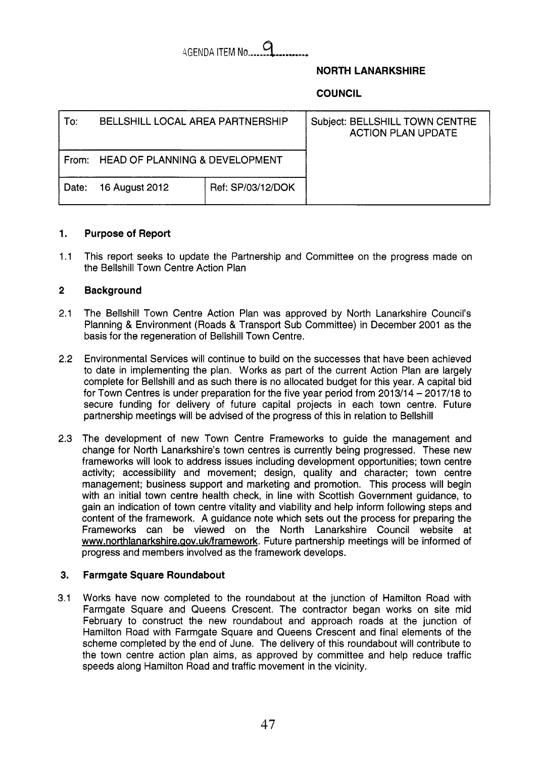AGENDA ITEM No. 9

**NORTH LANARKSHIRE**

**COUNCIL**

| To: BELLSHILL LOCAL AREA PARTNERSHIP | | Subject: BELLSHILL TOWN CENTRE ACTION PLAN UPDATE |
|---|---|---|
| From: HEAD OF PLANNING & DEVELOPMENT | | |
| Date: 16 August 2012 | Ref: SP/03/12/DOK | |

## 1. Purpose of Report

1.1 This report seeks to update the Partnership and Committee on the progress made on the Bellshill Town Centre Action Plan

## 2 Background

2.1 The Bellshill Town Centre Action Plan was approved by North Lanarkshire Council's Planning & Environment (Roads & Transport Sub Committee) in December 2001 as the basis for the regeneration of Bellshill Town Centre.

2.2 Environmental Services will continue to build on the successes that have been achieved to date in implementing the plan. Works as part of the current Action Plan are largely complete for Bellshill and as such there is no allocated budget for this year. A capital bid for Town Centres is under preparation for the five year period from 2013/14 – 2017/18 to secure funding for delivery of future capital projects in each town centre. Future partnership meetings will be advised of the progress of this in relation to Bellshill

2.3 The development of new Town Centre Frameworks to guide the management and change for North Lanarkshire's town centres is currently being progressed. These new frameworks will look to address issues including development opportunities; town centre activity; accessibility and movement; design, quality and character; town centre management; business support and marketing and promotion. This process will begin with an initial town centre health check, in line with Scottish Government guidance, to gain an indication of town centre vitality and viability and help inform following steps and content of the framework. A guidance note which sets out the process for preparing the Frameworks can be viewed on the North Lanarkshire Council website at www.northlanarkshire.gov.uk/framework. Future partnership meetings will be informed of progress and members involved as the framework develops.

## 3. Farmgate Square Roundabout

3.1 Works have now completed to the roundabout at the junction of Hamilton Road with Farmgate Square and Queens Crescent. The contractor began works on site mid February to construct the new roundabout and approach roads at the junction of Hamilton Road with Farmgate Square and Queens Crescent and final elements of the scheme completed by the end of June. The delivery of this roundabout will contribute to the town centre action plan aims, as approved by committee and help reduce traffic speeds along Hamilton Road and traffic movement in the vicinity.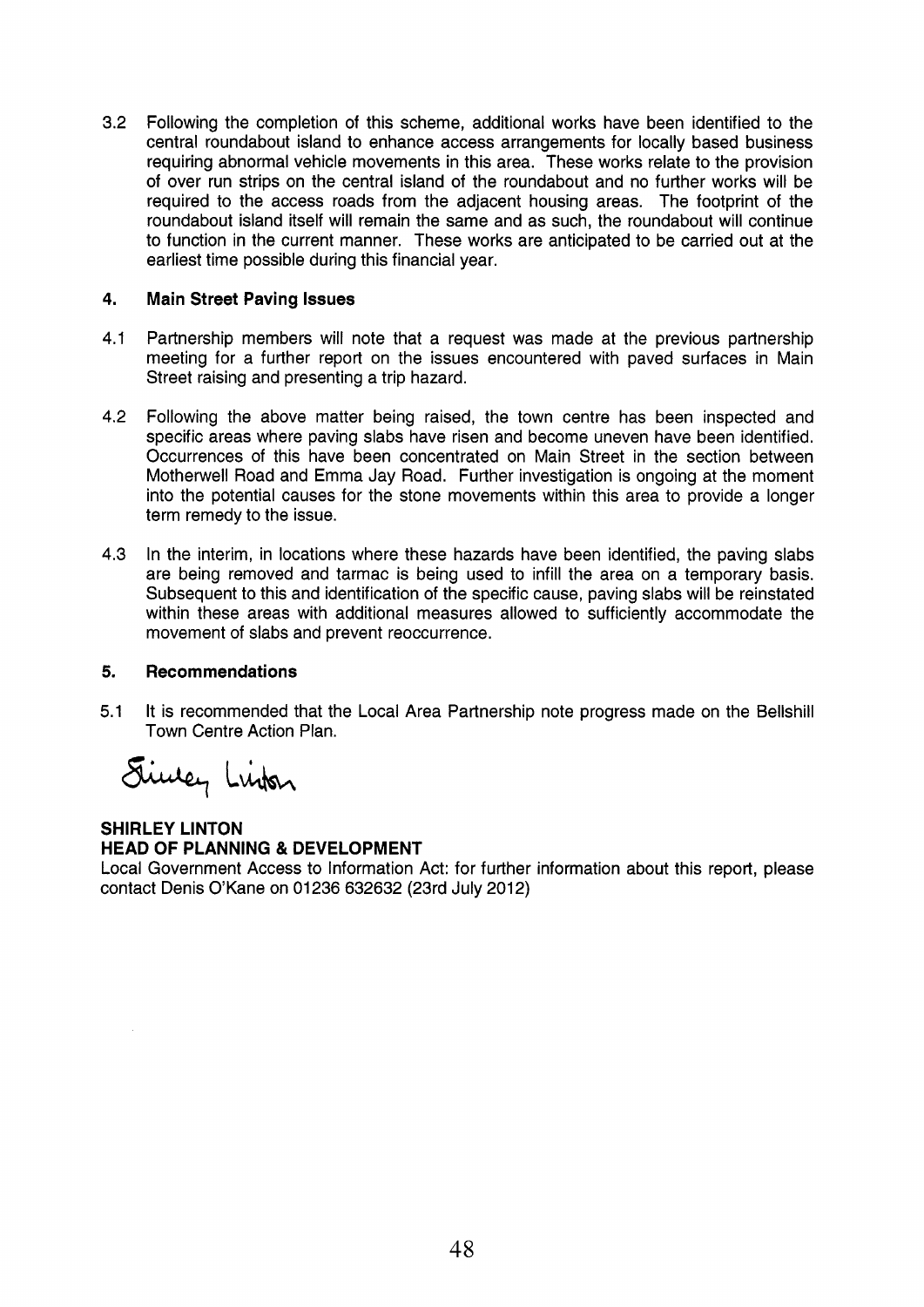3.2 Following the completion of this scheme, additional works have been identified to the central roundabout island to enhance access arrangements for locally based business requiring abnormal vehicle movements in this area. These works relate to the provision of over run strips on the central island of the roundabout and no further works will be required to the access roads from the adjacent housing areas. The footprint of the roundabout island itself will remain the same and as such, the roundabout will continue to function in the current manner. These works are anticipated to be carried out at the earliest time possible during this financial year.

## 4. Main Street Paving Issues

4.1 Partnership members will note that a request was made at the previous partnership meeting for a further report on the issues encountered with paved surfaces in Main Street raising and presenting a trip hazard.

4.2 Following the above matter being raised, the town centre has been inspected and specific areas where paving slabs have risen and become uneven have been identified. Occurrences of this have been concentrated on Main Street in the section between Motherwell Road and Emma Jay Road. Further investigation is ongoing at the moment into the potential causes for the stone movements within this area to provide a longer term remedy to the issue.

4.3 In the interim, in locations where these hazards have been identified, the paving slabs are being removed and tarmac is being used to infill the area on a temporary basis. Subsequent to this and identification of the specific cause, paving slabs will be reinstated within these areas with additional measures allowed to sufficiently accommodate the movement of slabs and prevent reoccurrence.

## 5. Recommendations

5.1 It is recommended that the Local Area Partnership note progress made on the Bellshill Town Centre Action Plan.

Shirley Linton

**SHIRLEY LINTON**
**HEAD OF PLANNING & DEVELOPMENT**

Local Government Access to Information Act: for further information about this report, please contact Denis O'Kane on 01236 632632 (23rd July 2012)